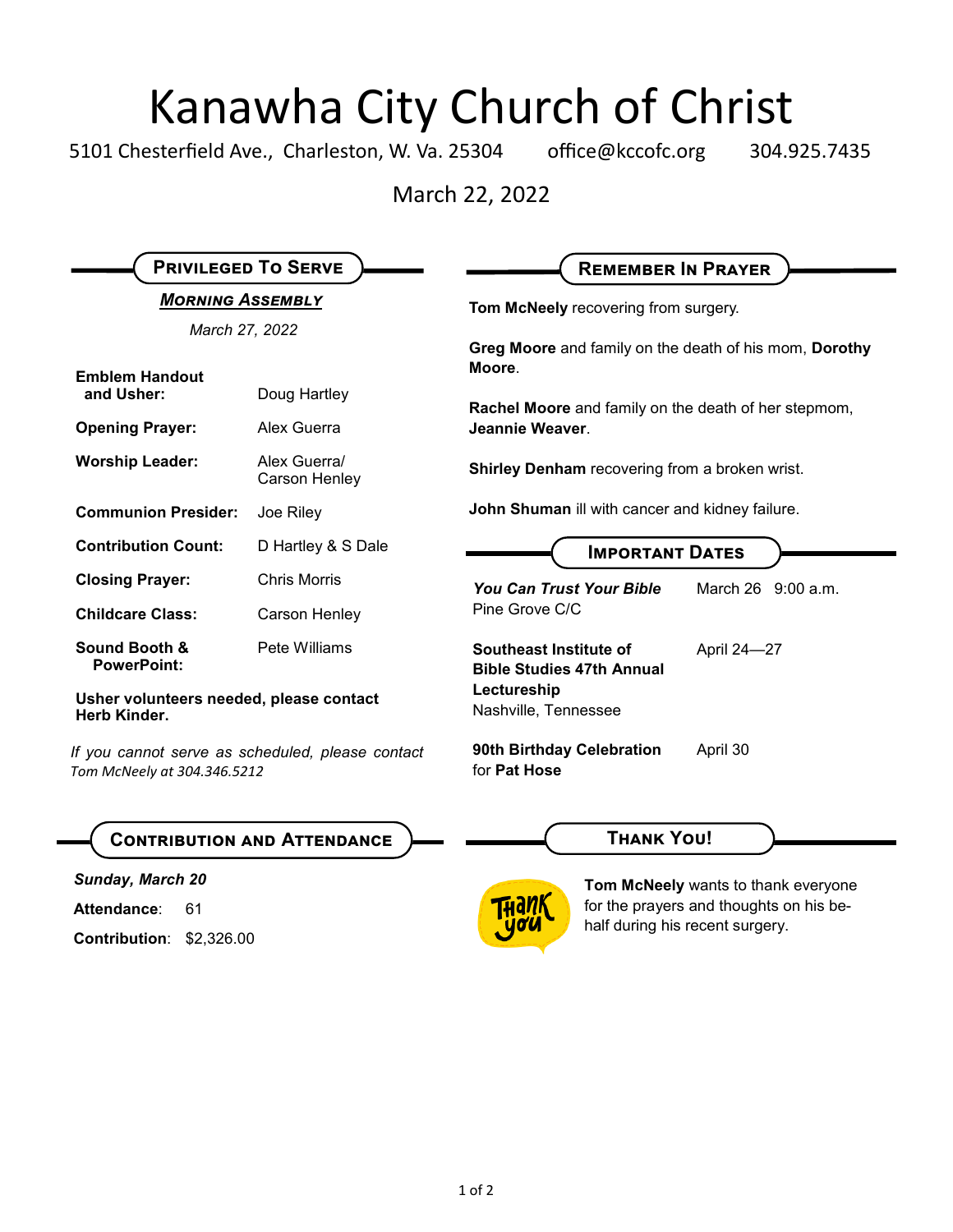# Kanawha City Church of Christ

5101 Chesterfield Ave., Charleston, W. Va. 25304    office@kccofc.org    304.925.7435

March 22, 2022

## Privileged To Serve

***Morning Assembly***

*March 27, 2022*

| | |
|---|---|
| **Emblem Handout and Usher:** | Doug Hartley |
| **Opening Prayer:** | Alex Guerra |
| **Worship Leader:** | Alex Guerra/ Carson Henley |
| **Communion Presider:** | Joe Riley |
| **Contribution Count:** | D Hartley & S Dale |
| **Closing Prayer:** | Chris Morris |
| **Childcare Class:** | Carson Henley |
| **Sound Booth & PowerPoint:** | Pete Williams |

**Usher volunteers needed, please contact Herb Kinder.**

*If you cannot serve as scheduled, please contact Tom McNeely at 304.346.5212*

## Contribution and Attendance

***Sunday, March 20***

**Attendance**: 61

**Contribution**: $2,326.00

## Remember In Prayer

**Tom McNeely** recovering from surgery.

**Greg Moore** and family on the death of his mom, **Dorothy Moore**.

**Rachel Moore** and family on the death of her stepmom, **Jeannie Weaver**.

**Shirley Denham** recovering from a broken wrist.

**John Shuman** ill with cancer and kidney failure.

## Important Dates

| | |
|---|---|
| ***You Can Trust Your Bible*** Pine Grove C/C | March 26 9:00 a.m. |
| **Southeast Institute of Bible Studies 47th Annual Lectureship** Nashville, Tennessee | April 24—27 |
| **90th Birthday Celebration** for **Pat Hose** | April 30 |

## Thank You!

**Tom McNeely** wants to thank everyone for the prayers and thoughts on his behalf during his recent surgery.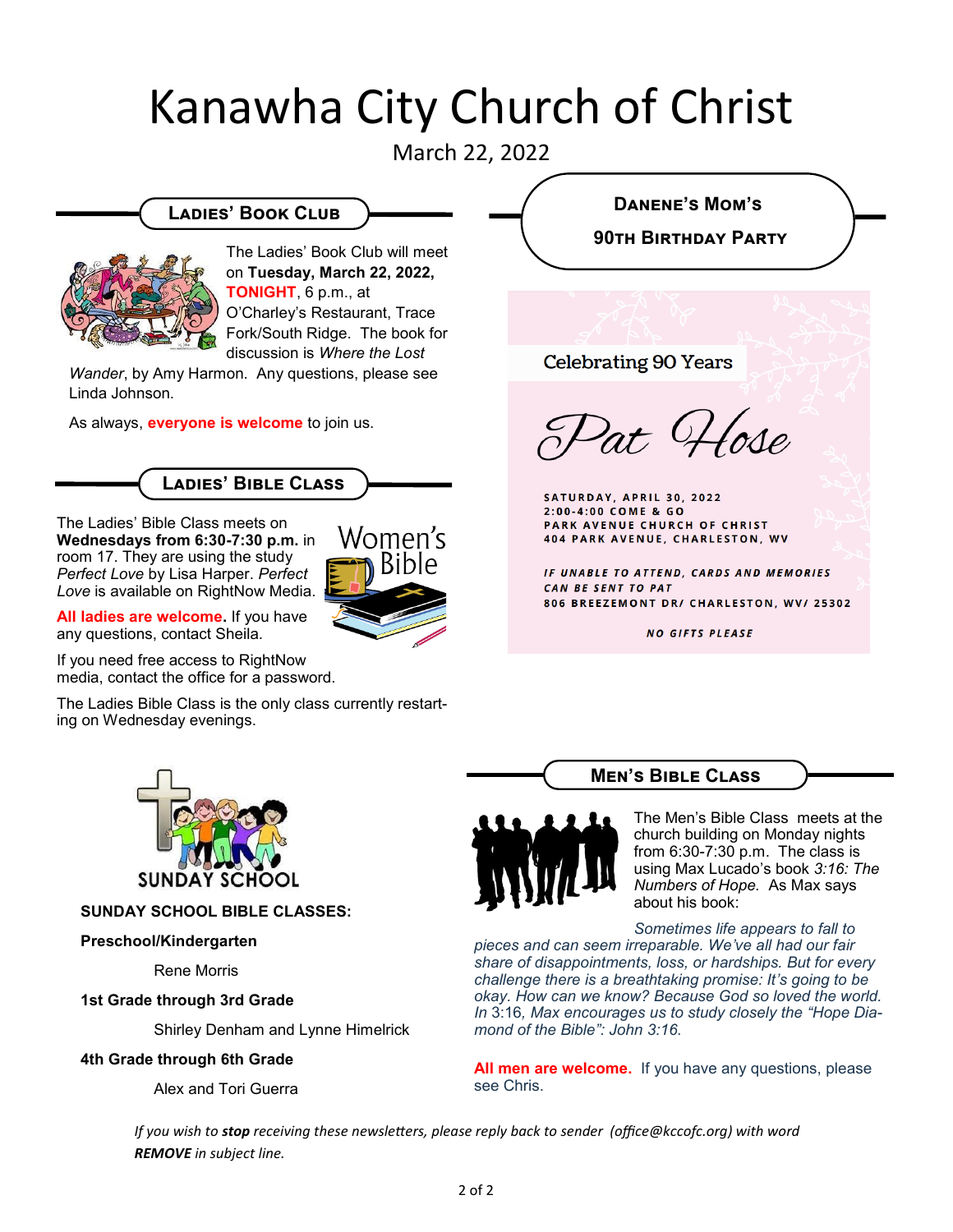# Kanawha City Church of Christ

March 22, 2022

## Ladies' Book Club

The Ladies' Book Club will meet on **Tuesday, March 22, 2022, TONIGHT**, 6 p.m., at O'Charley's Restaurant, Trace Fork/South Ridge. The book for discussion is *Where the Lost Wander*, by Amy Harmon. Any questions, please see Linda Johnson.

As always, **everyone is welcome** to join us.

## Ladies' Bible Class

The Ladies' Bible Class meets on **Wednesdays from 6:30-7:30 p.m.** in room 17. They are using the study *Perfect Love* by Lisa Harper. *Perfect Love* is available on RightNow Media.

**All ladies are welcome.** If you have any questions, contact Sheila.

If you need free access to RightNow media, contact the office for a password.

The Ladies Bible Class is the only class currently restarting on Wednesday evenings.

## Danene's Mom's 90th Birthday Party

Celebrating 90 Years

*Pat Hose*

SATURDAY, APRIL 30, 2022
2:00-4:00 COME & GO
PARK AVENUE CHURCH OF CHRIST
404 PARK AVENUE, CHARLESTON, WV

*IF UNABLE TO ATTEND, CARDS AND MEMORIES CAN BE SENT TO PAT*
806 BREEZEMONT DR/ CHARLESTON, WV/ 25302

*NO GIFTS PLEASE*

## Sunday School

**SUNDAY SCHOOL BIBLE CLASSES:**

**Preschool/Kindergarten**

Rene Morris

**1st Grade through 3rd Grade**

Shirley Denham and Lynne Himelrick

**4th Grade through 6th Grade**

Alex and Tori Guerra

## Men's Bible Class

The Men's Bible Class meets at the church building on Monday nights from 6:30-7:30 p.m. The class is using Max Lucado's book *3:16: The Numbers of Hope.* As Max says about his book:

*Sometimes life appears to fall to pieces and can seem irreparable. We've all had our fair share of disappointments, loss, or hardships. But for every challenge there is a breathtaking promise: It's going to be okay. How can we know? Because God so loved the world. In* 3:16*, Max encourages us to study closely the "Hope Diamond of the Bible": John 3:16.*

**All men are welcome.** If you have any questions, please see Chris.

*If you wish to **stop** receiving these newsletters, please reply back to sender (office@kccofc.org) with word **REMOVE** in subject line.*